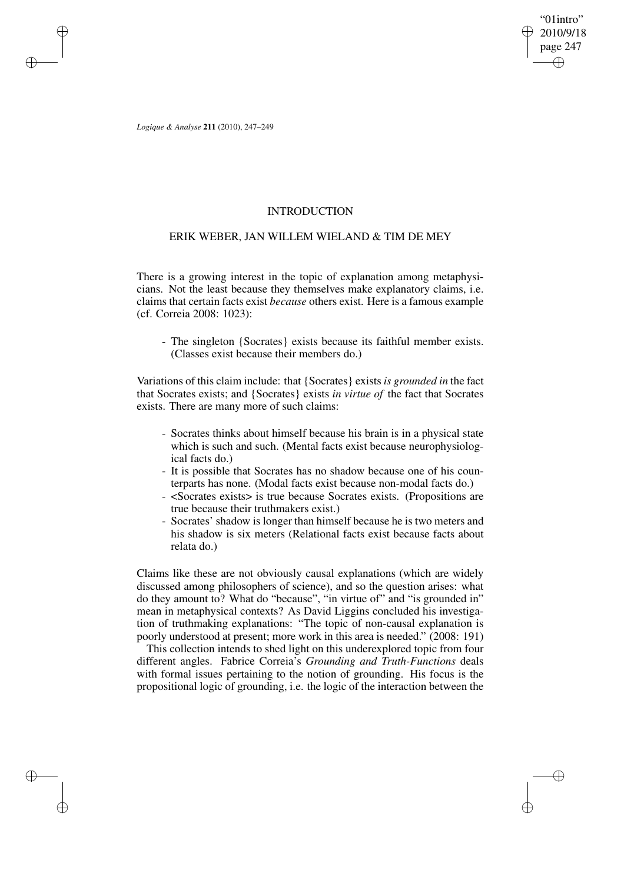# INTRODUCTION

## ERIK WEBER, JAN WILLEM WIELAND & TIM DE MEY

There is a growing interest in the topic of explanation among metaphysicians. Not the least because they themselves make explanatory claims, i.e. claims that certain facts exist *because* others exist. Here is a famous example (cf. Correia 2008: 1023):

- The singleton {Socrates} exists because its faithful member exists. (Classes exist because their members do.)

Variations of this claim include: that {Socrates} exists *is grounded in* the fact that Socrates exists; and {Socrates} exists *in virtue of* the fact that Socrates exists. There are many more of such claims:

- Socrates thinks about himself because his brain is in a physical state which is such and such. (Mental facts exist because neurophysiological facts do.)
- It is possible that Socrates has no shadow because one of his counterparts has none. (Modal facts exist because non-modal facts do.)
- <Socrates exists> is true because Socrates exists. (Propositions are true because their truthmakers exist.)
- Socrates' shadow is longer than himself because he is two meters and his shadow is six meters (Relational facts exist because facts about relata do.)

Claims like these are not obviously causal explanations (which are widely discussed among philosophers of science), and so the question arises: what do they amount to? What do "because", "in virtue of" and "is grounded in" mean in metaphysical contexts? As David Liggins concluded his investigation of truthmaking explanations: "The topic of non-causal explanation is poorly understood at present; more work in this area is needed." (2008: 191)

This collection intends to shed light on this underexplored topic from four different angles. Fabrice Correia's *Grounding and Truth-Functions* deals with formal issues pertaining to the notion of grounding. His focus is the propositional logic of grounding, i.e. the logic of the interaction between the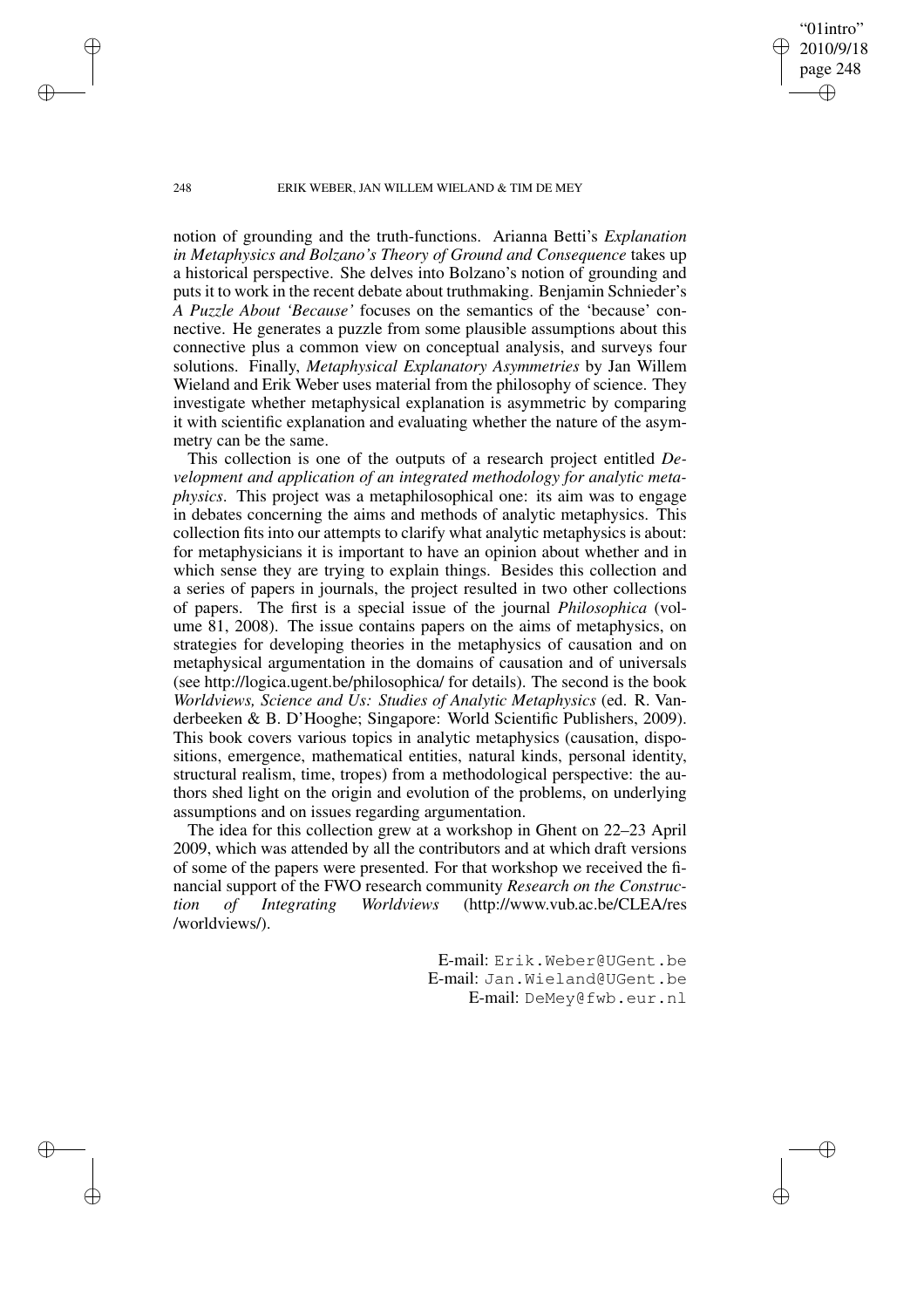notion of grounding and the truth-functions. Arianna Betti's *Explanation in Metaphysics and Bolzano's Theory of Ground and Consequence* takes up a historical perspective. She delves into Bolzano's notion of grounding and puts it to work in the recent debate about truthmaking. Benjamin Schnieder's *A Puzzle About 'Because'* focuses on the semantics of the 'because' connective. He generates a puzzle from some plausible assumptions about this connective plus a common view on conceptual analysis, and surveys four solutions. Finally, *Metaphysical Explanatory Asymmetries* by Jan Willem Wieland and Erik Weber uses material from the philosophy of science. They investigate whether metaphysical explanation is asymmetric by comparing it with scientific explanation and evaluating whether the nature of the asymmetry can be the same.

This collection is one of the outputs of a research project entitled *Development and application of an integrated methodology for analytic metaphysics*. This project was a metaphilosophical one: its aim was to engage in debates concerning the aims and methods of analytic metaphysics. This collection fits into our attempts to clarify what analytic metaphysics is about: for metaphysicians it is important to have an opinion about whether and in which sense they are trying to explain things. Besides this collection and a series of papers in journals, the project resulted in two other collections of papers. The first is a special issue of the journal *Philosophica* (volume 81, 2008). The issue contains papers on the aims of metaphysics, on strategies for developing theories in the metaphysics of causation and on metaphysical argumentation in the domains of causation and of universals (see http://logica.ugent.be/philosophica/ for details). The second is the book *Worldviews, Science and Us: Studies of Analytic Metaphysics* (ed. R. Vanderbeeken & B. D'Hooghe; Singapore: World Scientific Publishers, 2009). This book covers various topics in analytic metaphysics (causation, dispositions, emergence, mathematical entities, natural kinds, personal identity, structural realism, time, tropes) from a methodological perspective: the authors shed light on the origin and evolution of the problems, on underlying assumptions and on issues regarding argumentation.

The idea for this collection grew at a workshop in Ghent on 22–23 April 2009, which was attended by all the contributors and at which draft versions of some of the papers were presented. For that workshop we received the financial support of the FWO research community *Research on the Construction of Integrating Worldviews* (http://www.vub.ac.be/CLEA/res/worldviews/).

E-mail: `Erik.Weber@UGent.be`
E-mail: `Jan.Wieland@UGent.be`
E-mail: `DeMey@fwb.eur.nl`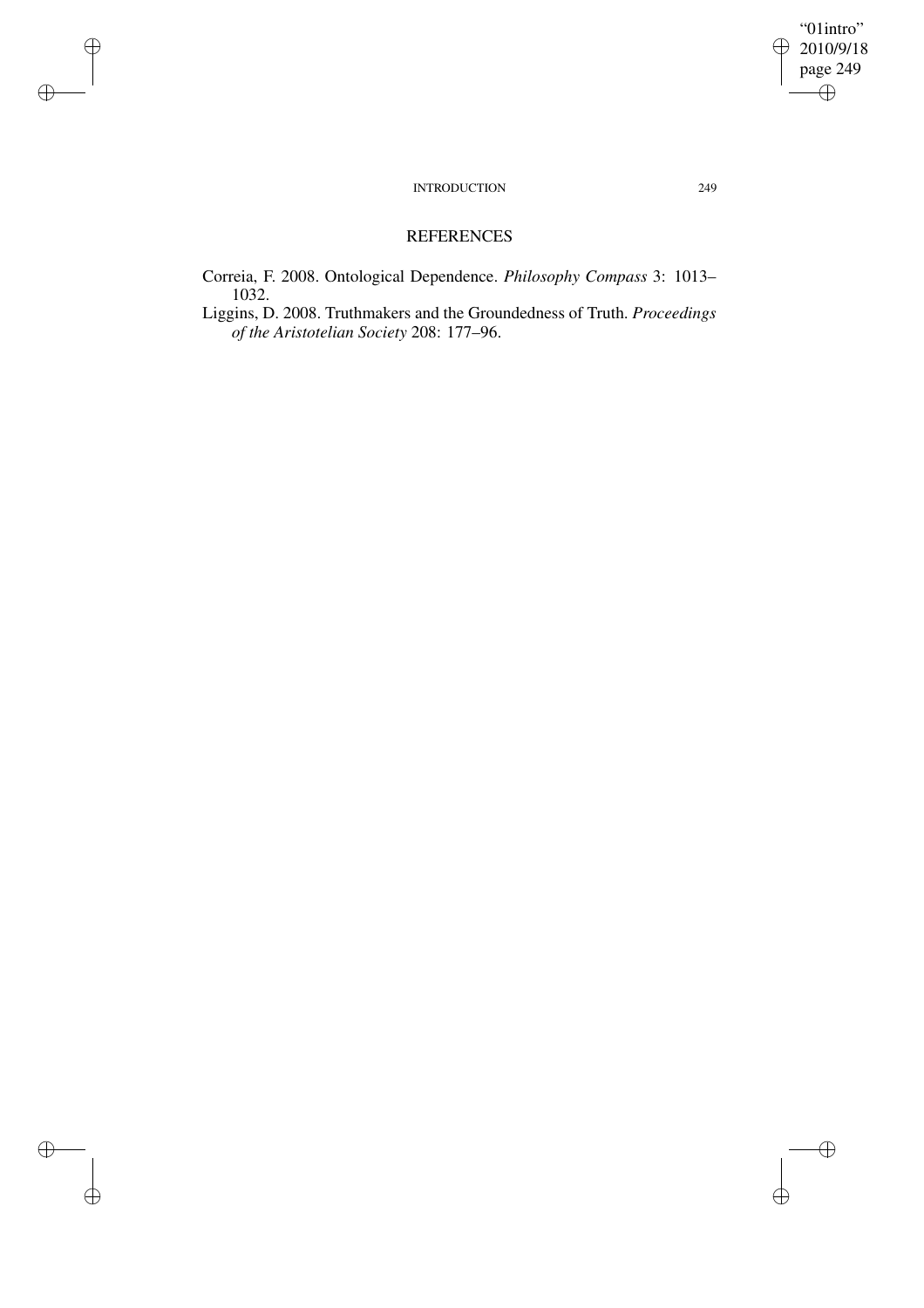## REFERENCES

Correia, F. 2008. Ontological Dependence. *Philosophy Compass* 3: 1013–1032.

Liggins, D. 2008. Truthmakers and the Groundedness of Truth. *Proceedings of the Aristotelian Society* 208: 177–96.